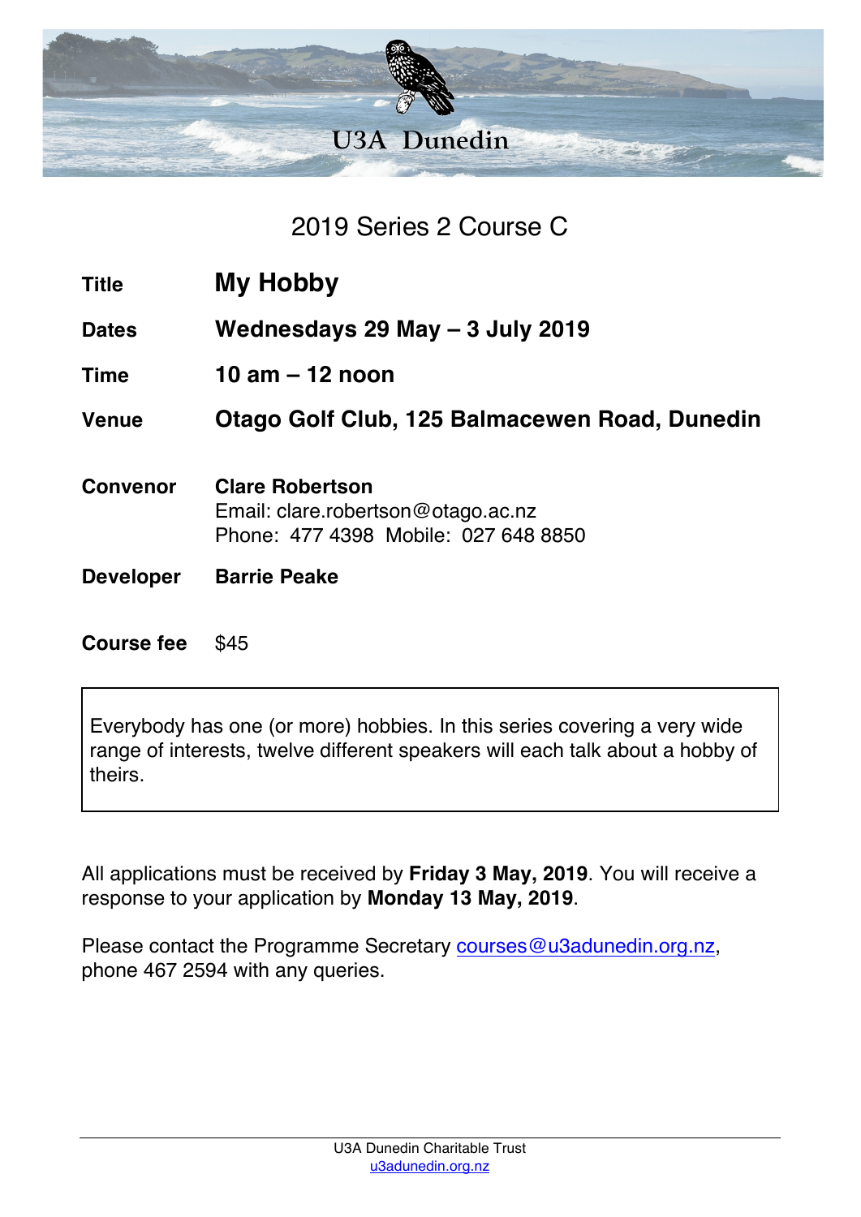U3A Dunedin

# 2019 Series 2 Course C

| | |
|---|---|
| **Title** | **My Hobby** |
| **Dates** | **Wednesdays 29 May – 3 July 2019** |
| **Time** | **10 am – 12 noon** |
| **Venue** | **Otago Golf Club, 125 Balmacewen Road, Dunedin** |
| **Convenor** | **Clare Robertson**<br>Email: clare.robertson@otago.ac.nz<br>Phone: 477 4398 Mobile: 027 648 8850 |
| **Developer** | **Barrie Peake** |
| **Course fee** | $45 |

Everybody has one (or more) hobbies. In this series covering a very wide range of interests, twelve different speakers will each talk about a hobby of theirs.

All applications must be received by **Friday 3 May, 2019**. You will receive a response to your application by **Monday 13 May, 2019**.

Please contact the Programme Secretary courses@u3adunedin.org.nz, phone 467 2594 with any queries.

U3A Dunedin Charitable Trust
u3adunedin.org.nz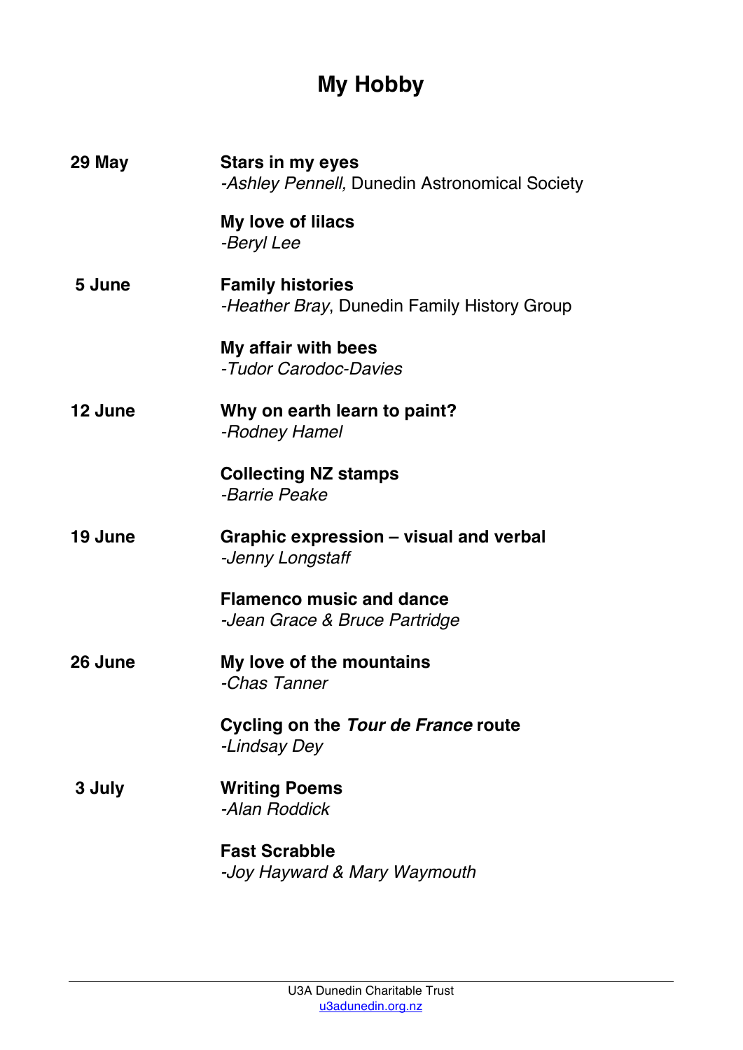# My Hobby

**29 May**

**Stars in my eyes**
*-Ashley Pennell,* Dunedin Astronomical Society

**My love of lilacs**
*-Beryl Lee*

**5 June**

**Family histories**
*-Heather Bray*, Dunedin Family History Group

**My affair with bees**
*-Tudor Carodoc-Davies*

**12 June**

**Why on earth learn to paint?**
*-Rodney Hamel*

**Collecting NZ stamps**
*-Barrie Peake*

**19 June**

**Graphic expression – visual and verbal**
*-Jenny Longstaff*

**Flamenco music and dance**
*-Jean Grace & Bruce Partridge*

**26 June**

**My love of the mountains**
*-Chas Tanner*

**Cycling on the *Tour de France* route**
*-Lindsay Dey*

**3 July**

**Writing Poems**
*-Alan Roddick*

**Fast Scrabble**
*-Joy Hayward & Mary Waymouth*

U3A Dunedin Charitable Trust
u3adunedin.org.nz